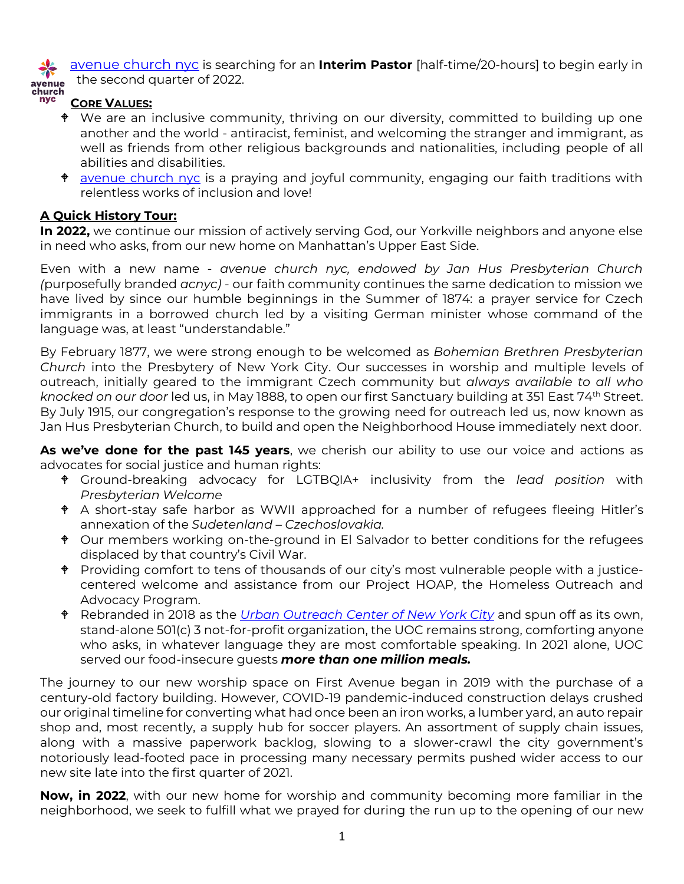[avenue church nyc](#) is searching for an **Interim Pastor** [half-time/20-hours] to begin early in the second quarter of 2022.

**CORE VALUES:**

- We are an inclusive community, thriving on our diversity, committed to building up one another and the world - antiracist, feminist, and welcoming the stranger and immigrant, as well as friends from other religious backgrounds and nationalities, including people of all abilities and disabilities.
- [avenue church nyc](#) is a praying and joyful community, engaging our faith traditions with relentless works of inclusion and love!

**A Quick History Tour:**

**In 2022,** we continue our mission of actively serving God, our Yorkville neighbors and anyone else in need who asks, from our new home on Manhattan's Upper East Side.

Even with a new name - *avenue church nyc, endowed by Jan Hus Presbyterian Church (*purposefully branded *acnyc)* - our faith community continues the same dedication to mission we have lived by since our humble beginnings in the Summer of 1874: a prayer service for Czech immigrants in a borrowed church led by a visiting German minister whose command of the language was, at least "understandable."

By February 1877, we were strong enough to be welcomed as *Bohemian Brethren Presbyterian Church* into the Presbytery of New York City. Our successes in worship and multiple levels of outreach, initially geared to the immigrant Czech community but *always available to all who knocked on our door* led us, in May 1888, to open our first Sanctuary building at 351 East 74th Street. By July 1915, our congregation's response to the growing need for outreach led us, now known as Jan Hus Presbyterian Church, to build and open the Neighborhood House immediately next door.

**As we've done for the past 145 years**, we cherish our ability to use our voice and actions as advocates for social justice and human rights:

- Ground-breaking advocacy for LGTBQIA+ inclusivity from the *lead position* with *Presbyterian Welcome*
- A short-stay safe harbor as WWII approached for a number of refugees fleeing Hitler's annexation of the *Sudetenland – Czechoslovakia.*
- Our members working on-the-ground in El Salvador to better conditions for the refugees displaced by that country's Civil War.
- Providing comfort to tens of thousands of our city's most vulnerable people with a justice-centered welcome and assistance from our Project HOAP, the Homeless Outreach and Advocacy Program.
- Rebranded in 2018 as the *[Urban Outreach Center of New York City](#)* and spun off as its own, stand-alone 501(c) 3 not-for-profit organization, the UOC remains strong, comforting anyone who asks, in whatever language they are most comfortable speaking. In 2021 alone, UOC served our food-insecure guests ***more than one million meals.***

The journey to our new worship space on First Avenue began in 2019 with the purchase of a century-old factory building. However, COVID-19 pandemic-induced construction delays crushed our original timeline for converting what had once been an iron works, a lumber yard, an auto repair shop and, most recently, a supply hub for soccer players. An assortment of supply chain issues, along with a massive paperwork backlog, slowing to a slower-crawl the city government's notoriously lead-footed pace in processing many necessary permits pushed wider access to our new site late into the first quarter of 2021.

**Now, in 2022**, with our new home for worship and community becoming more familiar in the neighborhood, we seek to fulfill what we prayed for during the run up to the opening of our new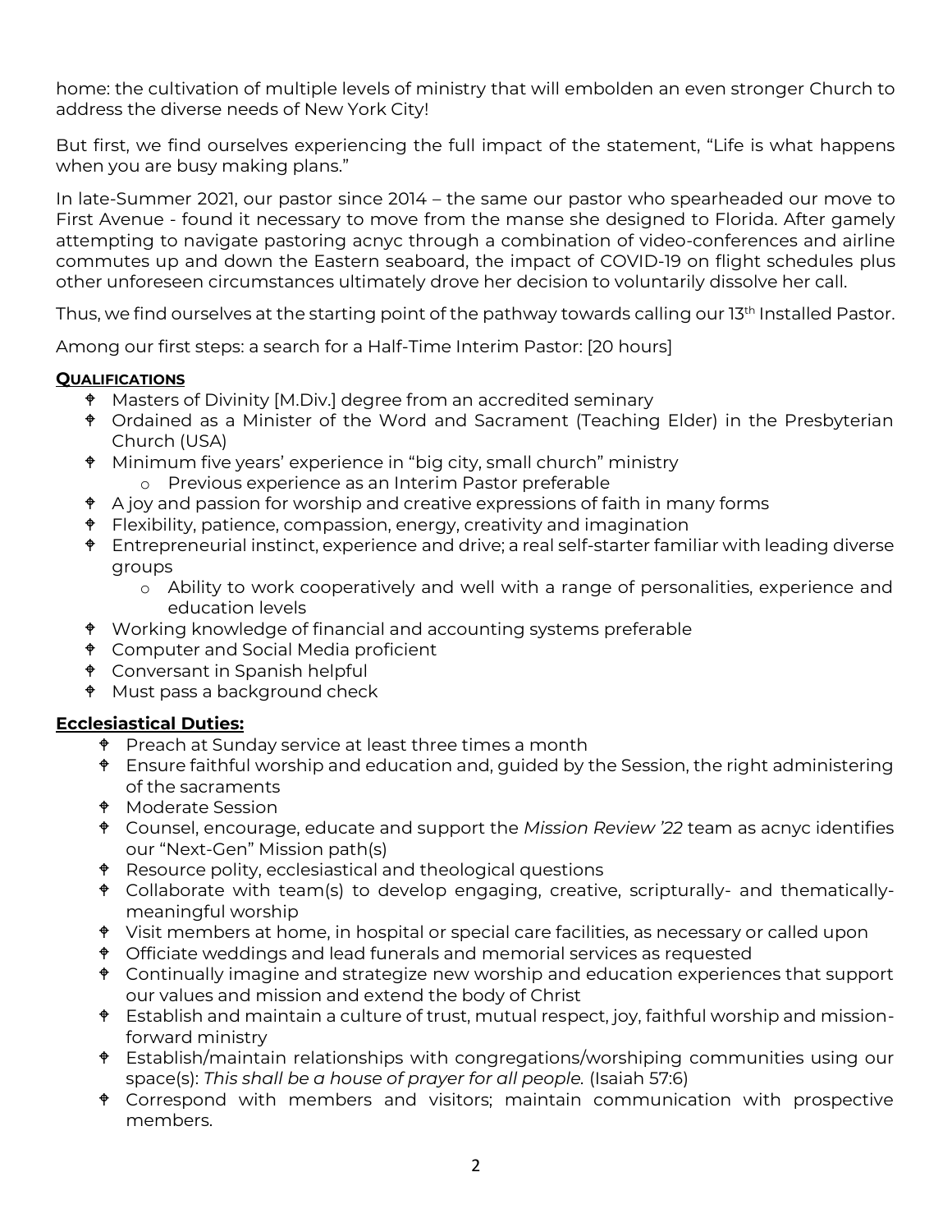home: the cultivation of multiple levels of ministry that will embolden an even stronger Church to address the diverse needs of New York City!

But first, we find ourselves experiencing the full impact of the statement, "Life is what happens when you are busy making plans."

In late-Summer 2021, our pastor since 2014 – the same our pastor who spearheaded our move to First Avenue - found it necessary to move from the manse she designed to Florida. After gamely attempting to navigate pastoring acnyc through a combination of video-conferences and airline commutes up and down the Eastern seaboard, the impact of COVID-19 on flight schedules plus other unforeseen circumstances ultimately drove her decision to voluntarily dissolve her call.

Thus, we find ourselves at the starting point of the pathway towards calling our 13th Installed Pastor.

Among our first steps: a search for a Half-Time Interim Pastor: [20 hours]

#### **QUALIFICATIONS**

- Masters of Divinity [M.Div.] degree from an accredited seminary
- Ordained as a Minister of the Word and Sacrament (Teaching Elder) in the Presbyterian Church (USA)
- Minimum five years' experience in "big city, small church" ministry
  - Previous experience as an Interim Pastor preferable
- A joy and passion for worship and creative expressions of faith in many forms
- Flexibility, patience, compassion, energy, creativity and imagination
- Entrepreneurial instinct, experience and drive; a real self-starter familiar with leading diverse groups
  - Ability to work cooperatively and well with a range of personalities, experience and education levels
- Working knowledge of financial and accounting systems preferable
- Computer and Social Media proficient
- Conversant in Spanish helpful
- Must pass a background check

#### **Ecclesiastical Duties:**

- Preach at Sunday service at least three times a month
- Ensure faithful worship and education and, guided by the Session, the right administering of the sacraments
- Moderate Session
- Counsel, encourage, educate and support the *Mission Review '22* team as acnyc identifies our "Next-Gen" Mission path(s)
- Resource polity, ecclesiastical and theological questions
- Collaborate with team(s) to develop engaging, creative, scripturally- and thematically-meaningful worship
- Visit members at home, in hospital or special care facilities, as necessary or called upon
- Officiate weddings and lead funerals and memorial services as requested
- Continually imagine and strategize new worship and education experiences that support our values and mission and extend the body of Christ
- Establish and maintain a culture of trust, mutual respect, joy, faithful worship and mission-forward ministry
- Establish/maintain relationships with congregations/worshiping communities using our space(s): *This shall be a house of prayer for all people.* (Isaiah 57:6)
- Correspond with members and visitors; maintain communication with prospective members.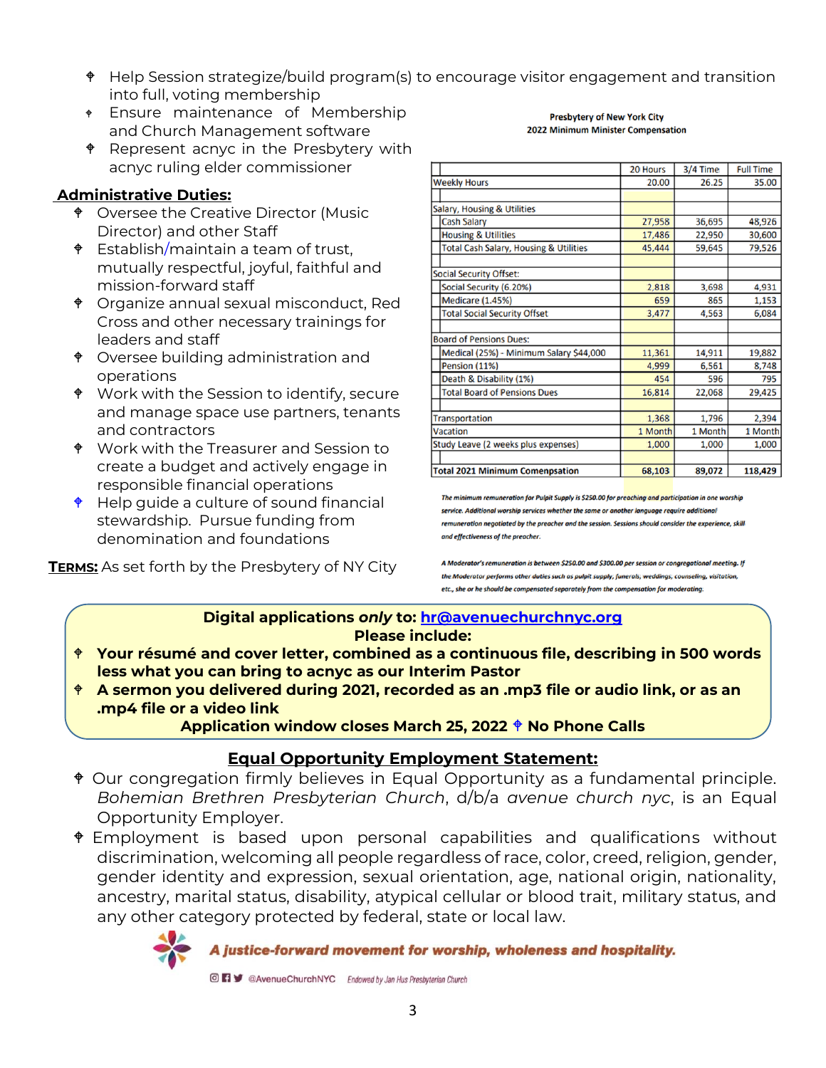- Help Session strategize/build program(s) to encourage visitor engagement and transition into full, voting membership
- Ensure maintenance of Membership and Church Management software
- Represent acnyc in the Presbytery with acnyc ruling elder commissioner

## Administrative Duties:

- Oversee the Creative Director (Music Director) and other Staff
- Establish/maintain a team of trust, mutually respectful, joyful, faithful and mission-forward staff
- Organize annual sexual misconduct, Red Cross and other necessary trainings for leaders and staff
- Oversee building administration and operations
- Work with the Session to identify, secure and manage space use partners, tenants and contractors
- Work with the Treasurer and Session to create a budget and actively engage in responsible financial operations
- Help guide a culture of sound financial stewardship. Pursue funding from denomination and foundations

**TERMS:** As set forth by the Presbytery of NY City

**Presbytery of New York City**
**2022 Minimum Minister Compensation**

| | 20 Hours | 3/4 Time | Full Time |
|---|---|---|---|
| Weekly Hours | 20.00 | 26.25 | 35.00 |
| | | | |
| Salary, Housing & Utilities | | | |
| Cash Salary | 27,958 | 36,695 | 48,926 |
| Housing & Utilities | 17,486 | 22,950 | 30,600 |
| Total Cash Salary, Housing & Utilities | 45,444 | 59,645 | 79,526 |
| | | | |
| Social Security Offset: | | | |
| Social Security (6.20%) | 2,818 | 3,698 | 4,931 |
| Medicare (1.45%) | 659 | 865 | 1,153 |
| Total Social Security Offset | 3,477 | 4,563 | 6,084 |
| | | | |
| Board of Pensions Dues: | | | |
| Medical (25%) - Minimum Salary $44,000 | 11,361 | 14,911 | 19,882 |
| Pension (11%) | 4,999 | 6,561 | 8,748 |
| Death & Disability (1%) | 454 | 596 | 795 |
| Total Board of Pensions Dues | 16,814 | 22,068 | 29,425 |
| | | | |
| Transportation | 1,368 | 1,796 | 2,394 |
| Vacation | 1 Month | 1 Month | 1 Month |
| Study Leave (2 weeks plus expenses) | 1,000 | 1,000 | 1,000 |
| | | | |
| Total 2021 Minimum Comenpsation | 68,103 | 89,072 | 118,429 |

*The minimum remuneration for Pulpit Supply is $250.00 for preaching and participation in one worship service. Additional worship services whether the same or another language require additional remuneration negotiated by the preacher and the session. Sessions should consider the experience, skill and effectiveness of the preacher.*

*A Moderator's remuneration is between $250.00 and $300.00 per session or congregational meeting. If the Moderator performs other duties such as pulpit supply, funerals, weddings, counseling, visitation, etc., she or he should be compensated separately from the compensation for moderating.*

**Digital applications *only* to: hr@avenuechurchnyc.org**
**Please include:**

- **Your résumé and cover letter, combined as a continuous file, describing in 500 words less what you can bring to acnyc as our Interim Pastor**
- **A sermon you delivered during 2021, recorded as an .mp3 file or audio link, or as an .mp4 file or a video link**

**Application window closes March 25, 2022 ⌖ No Phone Calls**

## Equal Opportunity Employment Statement:

- Our congregation firmly believes in Equal Opportunity as a fundamental principle. *Bohemian Brethren Presbyterian Church*, d/b/a *avenue church nyc*, is an Equal Opportunity Employer.
- Employment is based upon personal capabilities and qualifications without discrimination, welcoming all people regardless of race, color, creed, religion, gender, gender identity and expression, sexual orientation, age, national origin, nationality, ancestry, marital status, disability, atypical cellular or blood trait, military status, and any other category protected by federal, state or local law.

***A justice-forward movement for worship, wholeness and hospitality.***

@AvenueChurchNYC *Endowed by Jan Hus Presbyterian Church*